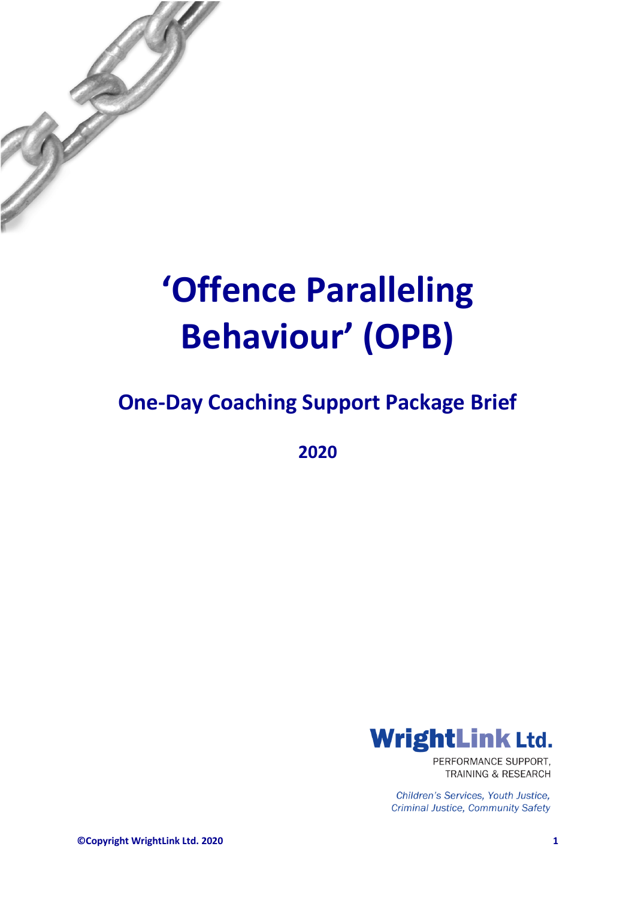# 'Offence Paralleling Behaviour' (OPB)

## One-Day Coaching Support Package Brief

**2020**

**WrightLink Ltd.**

PERFORMANCE SUPPORT, TRAINING & RESEARCH

*Children's Services, Youth Justice, Criminal Justice, Community Safety*

**©Copyright WrightLink Ltd. 2020**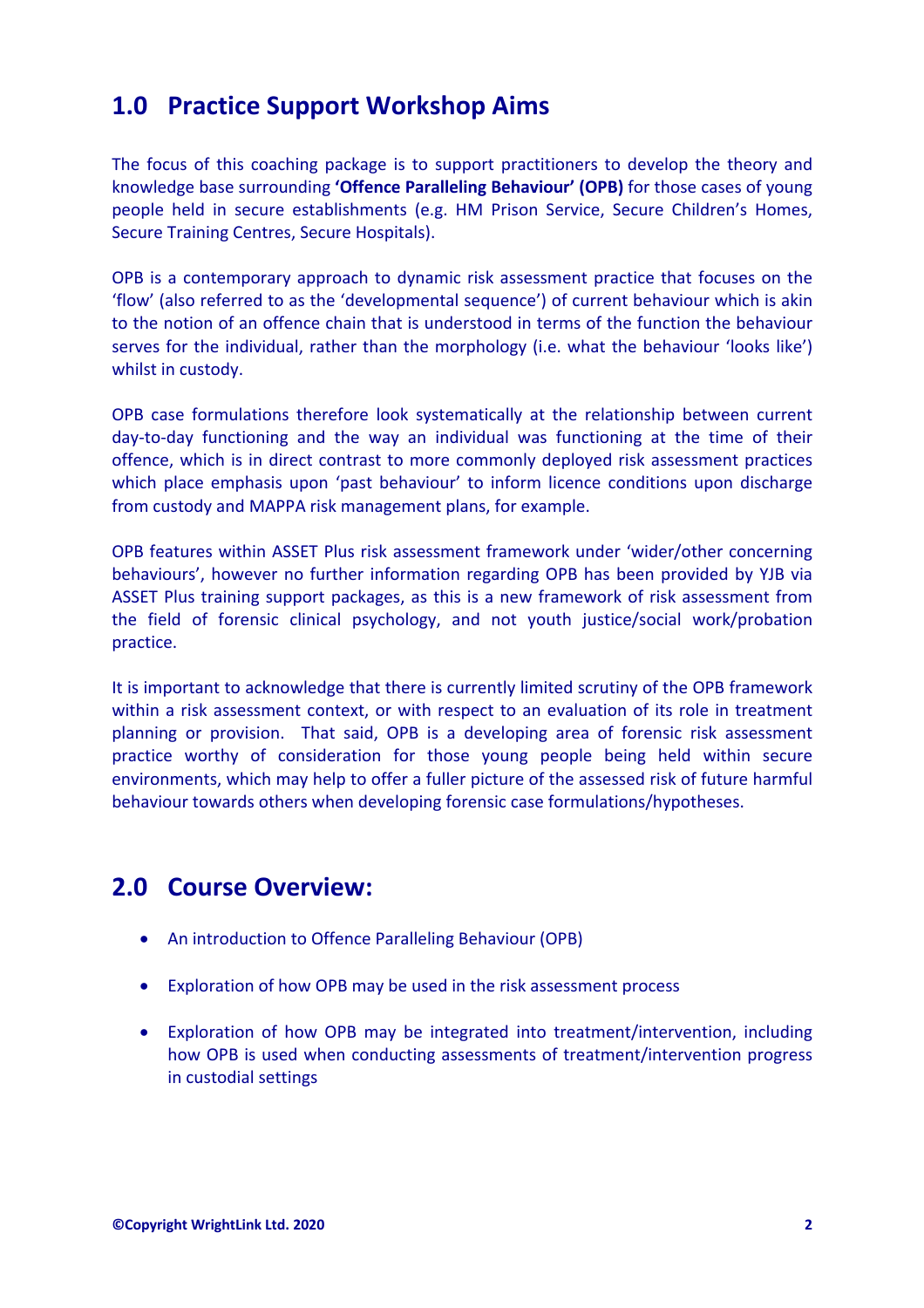## 1.0 Practice Support Workshop Aims

The focus of this coaching package is to support practitioners to develop the theory and knowledge base surrounding **'Offence Paralleling Behaviour' (OPB)** for those cases of young people held in secure establishments (e.g. HM Prison Service, Secure Children's Homes, Secure Training Centres, Secure Hospitals).

OPB is a contemporary approach to dynamic risk assessment practice that focuses on the 'flow' (also referred to as the 'developmental sequence') of current behaviour which is akin to the notion of an offence chain that is understood in terms of the function the behaviour serves for the individual, rather than the morphology (i.e. what the behaviour 'looks like') whilst in custody.

OPB case formulations therefore look systematically at the relationship between current day-to-day functioning and the way an individual was functioning at the time of their offence, which is in direct contrast to more commonly deployed risk assessment practices which place emphasis upon 'past behaviour' to inform licence conditions upon discharge from custody and MAPPA risk management plans, for example.

OPB features within ASSET Plus risk assessment framework under 'wider/other concerning behaviours', however no further information regarding OPB has been provided by YJB via ASSET Plus training support packages, as this is a new framework of risk assessment from the field of forensic clinical psychology, and not youth justice/social work/probation practice.

It is important to acknowledge that there is currently limited scrutiny of the OPB framework within a risk assessment context, or with respect to an evaluation of its role in treatment planning or provision. That said, OPB is a developing area of forensic risk assessment practice worthy of consideration for those young people being held within secure environments, which may help to offer a fuller picture of the assessed risk of future harmful behaviour towards others when developing forensic case formulations/hypotheses.

## 2.0 Course Overview:

- An introduction to Offence Paralleling Behaviour (OPB)
- Exploration of how OPB may be used in the risk assessment process
- Exploration of how OPB may be integrated into treatment/intervention, including how OPB is used when conducting assessments of treatment/intervention progress in custodial settings

**©Copyright WrightLink Ltd. 2020**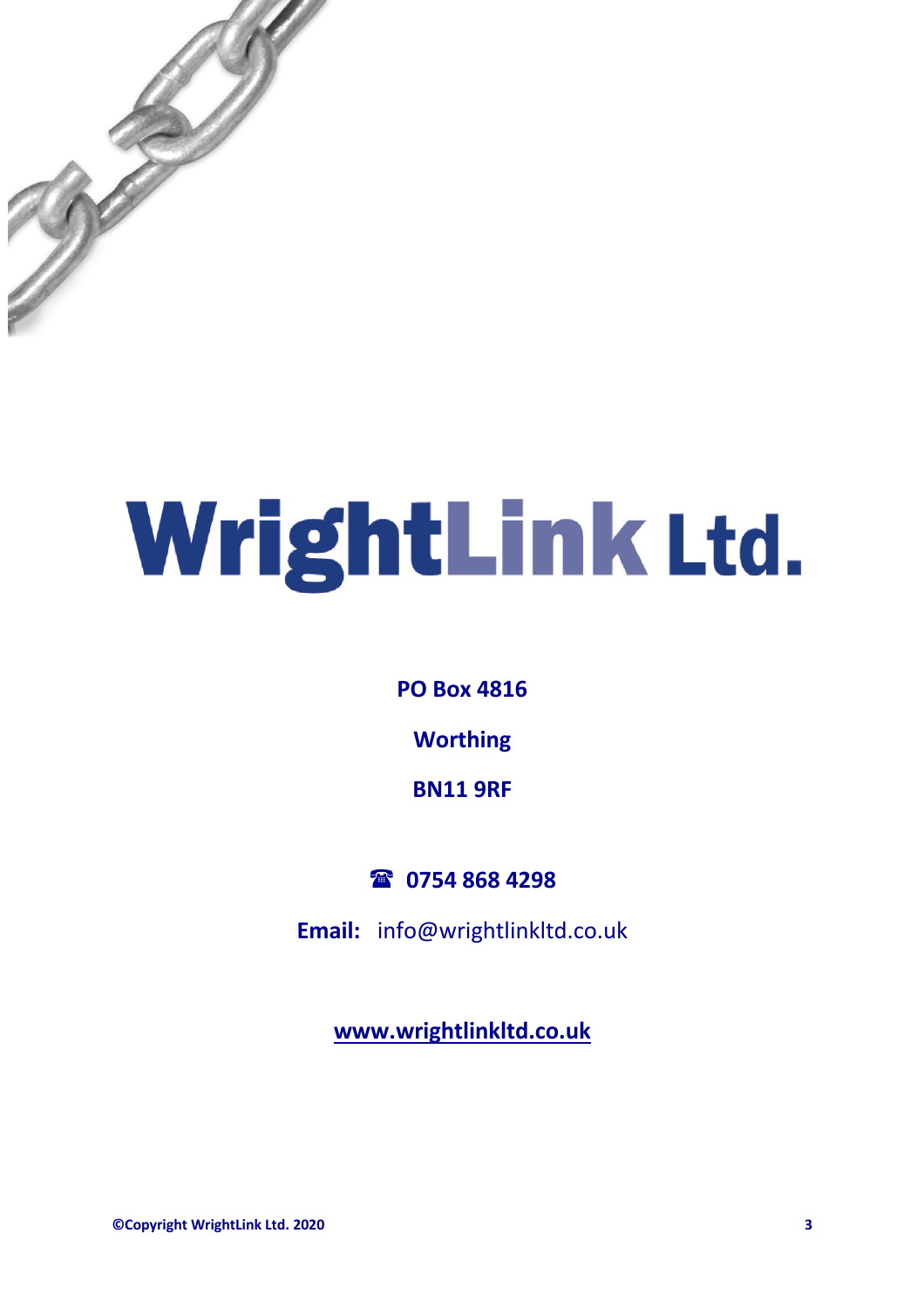# WrightLink Ltd.

**PO Box 4816**

**Worthing**

**BN11 9RF**

**☎ 0754 868 4298**

**Email:** info@wrightlinkltd.co.uk

**www.wrightlinkltd.co.uk**

**©Copyright WrightLink Ltd. 2020**